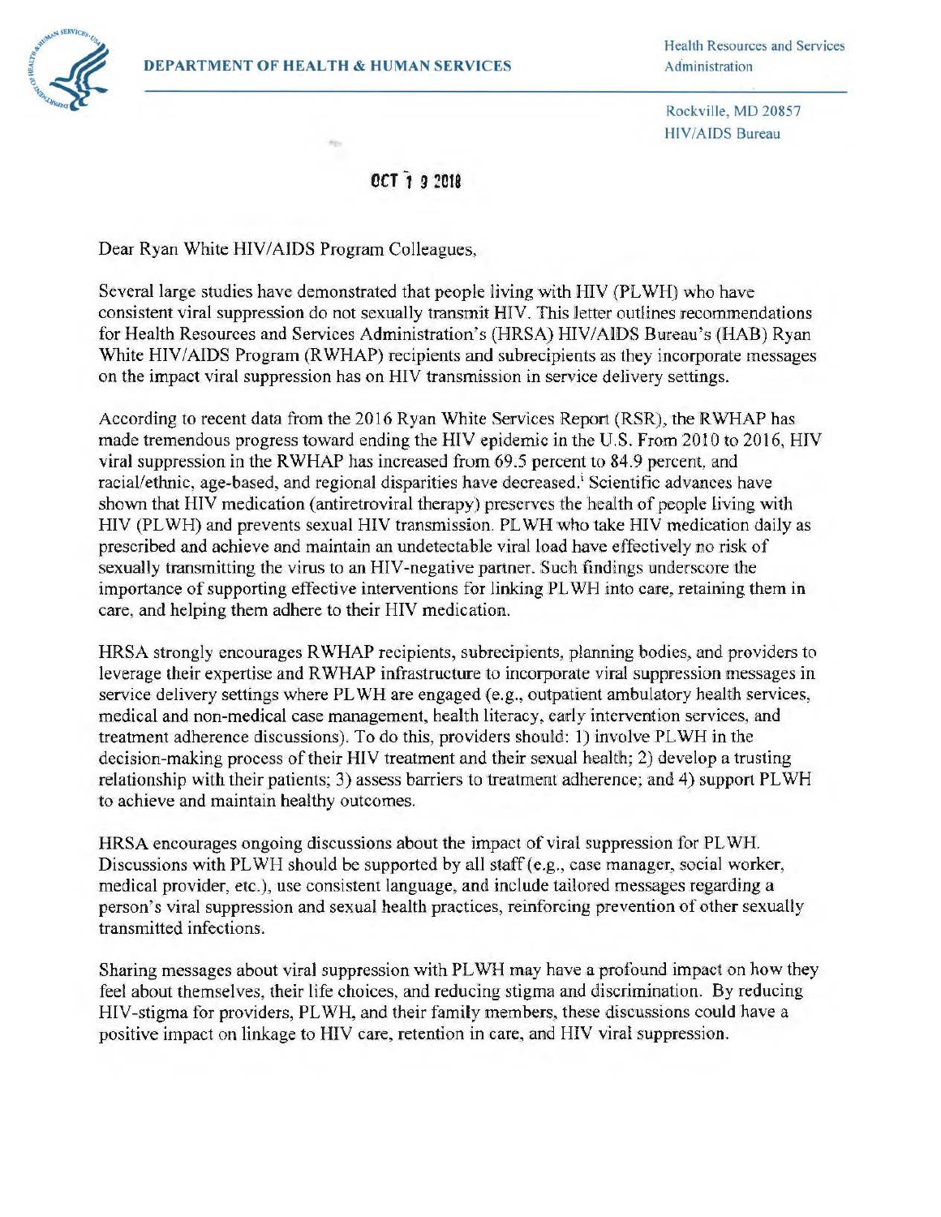**DEPARTMENT OF HEALTH & HUMAN SERVICES**

Health Resources and Services Administration

Rockville, MD 20857
HIV/AIDS Bureau

OCT 1 9 2018

Dear Ryan White HIV/AIDS Program Colleagues,

Several large studies have demonstrated that people living with HIV (PLWH) who have consistent viral suppression do not sexually transmit HIV. This letter outlines recommendations for Health Resources and Services Administration's (HRSA) HIV/AIDS Bureau's (HAB) Ryan White HIV/AIDS Program (RWHAP) recipients and subrecipients as they incorporate messages on the impact viral suppression has on HIV transmission in service delivery settings.

According to recent data from the 2016 Ryan White Services Report (RSR), the RWHAP has made tremendous progress toward ending the HIV epidemic in the U.S. From 2010 to 2016, HIV viral suppression in the RWHAP has increased from 69.5 percent to 84.9 percent, and racial/ethnic, age-based, and regional disparities have decreased.[i] Scientific advances have shown that HIV medication (antiretroviral therapy) preserves the health of people living with HIV (PLWH) and prevents sexual HIV transmission. PLWH who take HIV medication daily as prescribed and achieve and maintain an undetectable viral load have effectively no risk of sexually transmitting the virus to an HIV-negative partner. Such findings underscore the importance of supporting effective interventions for linking PLWH into care, retaining them in care, and helping them adhere to their HIV medication.

HRSA strongly encourages RWHAP recipients, subrecipients, planning bodies, and providers to leverage their expertise and RWHAP infrastructure to incorporate viral suppression messages in service delivery settings where PLWH are engaged (e.g., outpatient ambulatory health services, medical and non-medical case management, health literacy, early intervention services, and treatment adherence discussions). To do this, providers should: 1) involve PLWH in the decision-making process of their HIV treatment and their sexual health; 2) develop a trusting relationship with their patients; 3) assess barriers to treatment adherence; and 4) support PLWH to achieve and maintain healthy outcomes.

HRSA encourages ongoing discussions about the impact of viral suppression for PLWH. Discussions with PLWH should be supported by all staff (e.g., case manager, social worker, medical provider, etc.), use consistent language, and include tailored messages regarding a person's viral suppression and sexual health practices, reinforcing prevention of other sexually transmitted infections.

Sharing messages about viral suppression with PLWH may have a profound impact on how they feel about themselves, their life choices, and reducing stigma and discrimination. By reducing HIV-stigma for providers, PLWH, and their family members, these discussions could have a positive impact on linkage to HIV care, retention in care, and HIV viral suppression.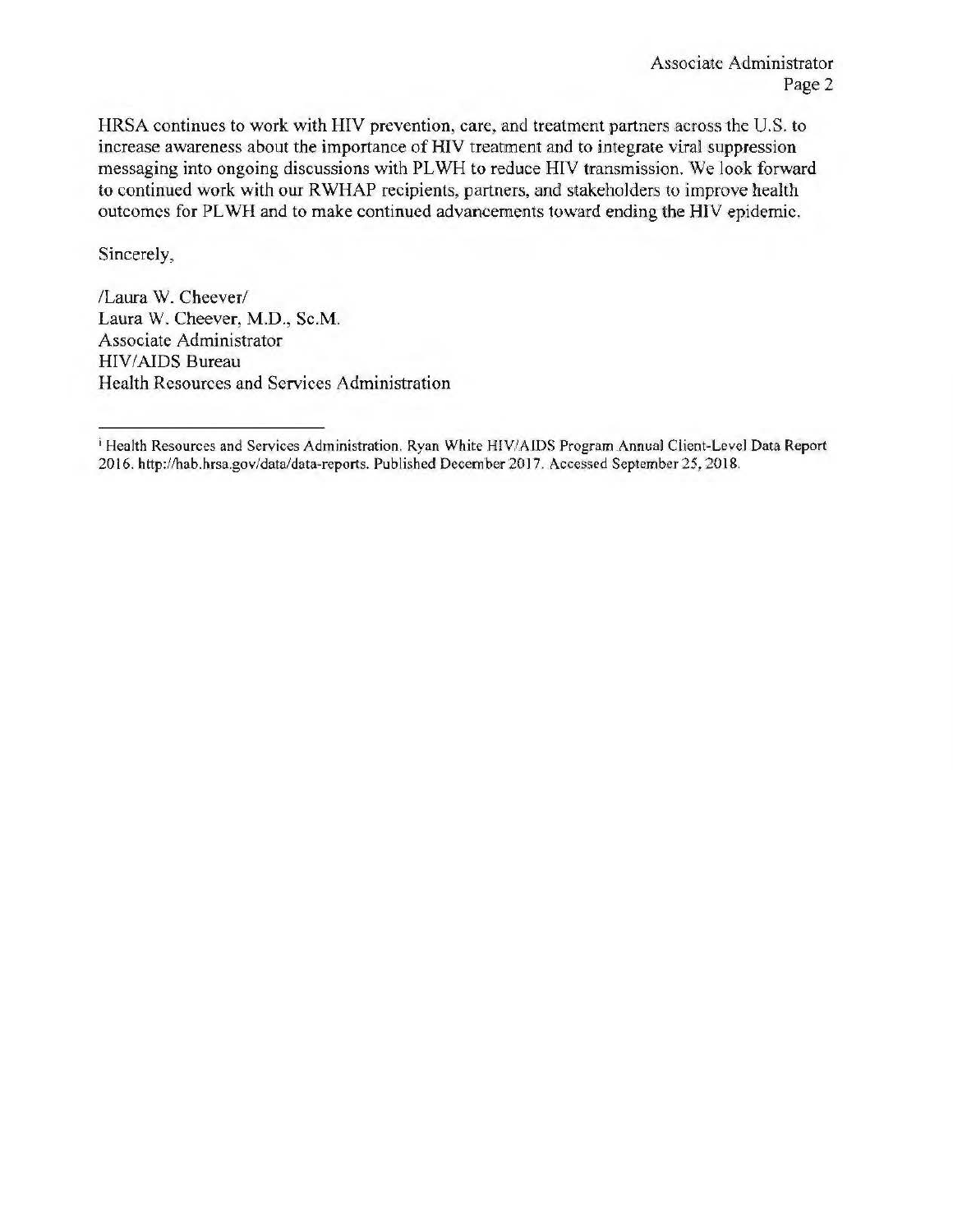HRSA continues to work with HIV prevention, care, and treatment partners across the U.S. to increase awareness about the importance of HIV treatment and to integrate viral suppression messaging into ongoing discussions with PLWH to reduce HIV transmission. We look forward to continued work with our RWHAP recipients, partners, and stakeholders to improve health outcomes for PLWH and to make continued advancements toward ending the HIV epidemic.

Sincerely,

/Laura W. Cheever/
Laura W. Cheever, M.D., Sc.M.
Associate Administrator
HIV/AIDS Bureau
Health Resources and Services Administration

---

[i] Health Resources and Services Administration. Ryan White HIV/AIDS Program Annual Client-Level Data Report 2016. http://hab.hrsa.gov/data/data-reports. Published December 2017. Accessed September 25, 2018.